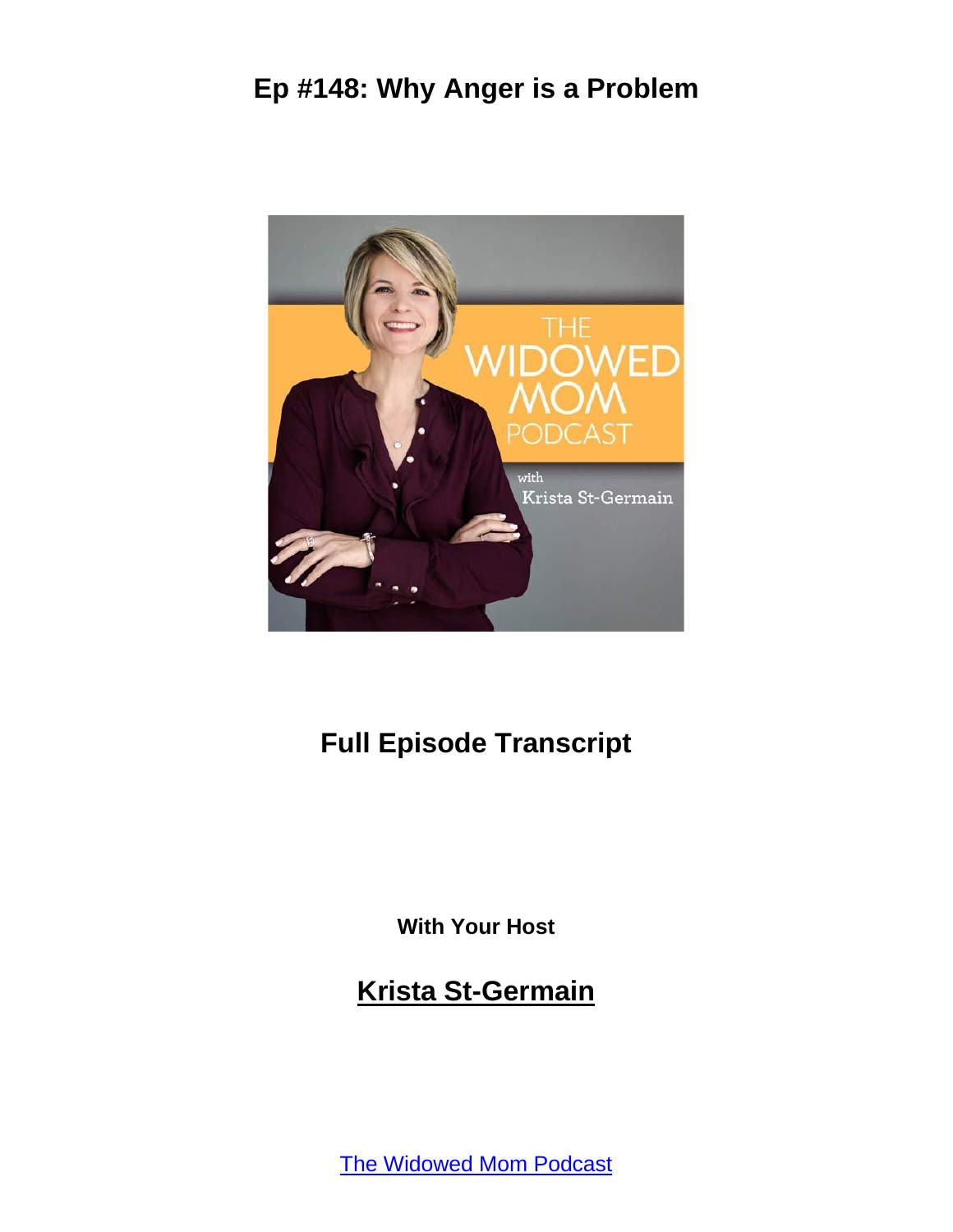# Ep #148: Why Anger is a Problem

## Full Episode Transcript

**With Your Host**

## Krista St-Germain

The Widowed Mom Podcast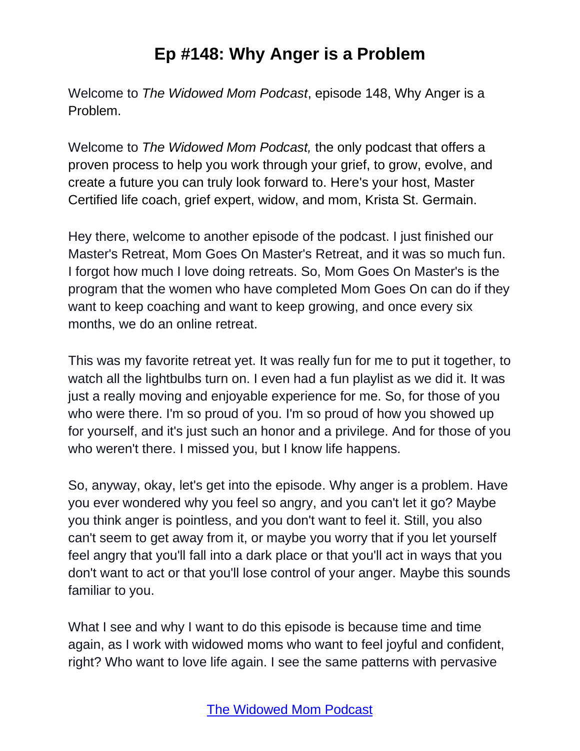# Ep #148: Why Anger is a Problem

Welcome to *The Widowed Mom Podcast*, episode 148, Why Anger is a Problem.

Welcome to *The Widowed Mom Podcast,* the only podcast that offers a proven process to help you work through your grief, to grow, evolve, and create a future you can truly look forward to. Here's your host, Master Certified life coach, grief expert, widow, and mom, Krista St. Germain.

Hey there, welcome to another episode of the podcast. I just finished our Master's Retreat, Mom Goes On Master's Retreat, and it was so much fun. I forgot how much I love doing retreats. So, Mom Goes On Master's is the program that the women who have completed Mom Goes On can do if they want to keep coaching and want to keep growing, and once every six months, we do an online retreat.

This was my favorite retreat yet. It was really fun for me to put it together, to watch all the lightbulbs turn on. I even had a fun playlist as we did it. It was just a really moving and enjoyable experience for me. So, for those of you who were there. I'm so proud of you. I'm so proud of how you showed up for yourself, and it's just such an honor and a privilege. And for those of you who weren't there. I missed you, but I know life happens.

So, anyway, okay, let's get into the episode. Why anger is a problem. Have you ever wondered why you feel so angry, and you can't let it go? Maybe you think anger is pointless, and you don't want to feel it. Still, you also can't seem to get away from it, or maybe you worry that if you let yourself feel angry that you'll fall into a dark place or that you'll act in ways that you don't want to act or that you'll lose control of your anger. Maybe this sounds familiar to you.

What I see and why I want to do this episode is because time and time again, as I work with widowed moms who want to feel joyful and confident, right? Who want to love life again. I see the same patterns with pervasive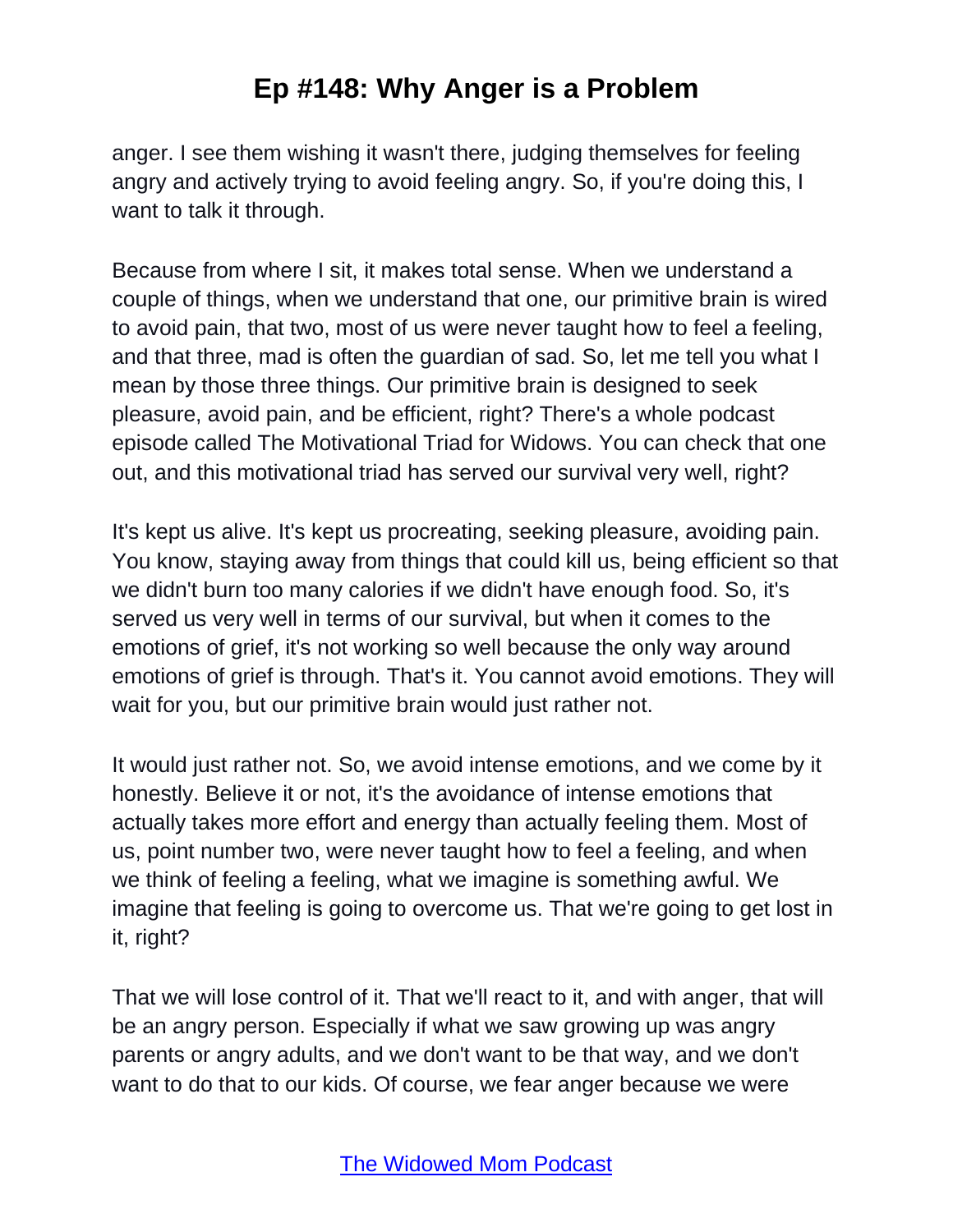anger. I see them wishing it wasn't there, judging themselves for feeling angry and actively trying to avoid feeling angry. So, if you're doing this, I want to talk it through.

Because from where I sit, it makes total sense. When we understand a couple of things, when we understand that one, our primitive brain is wired to avoid pain, that two, most of us were never taught how to feel a feeling, and that three, mad is often the guardian of sad. So, let me tell you what I mean by those three things. Our primitive brain is designed to seek pleasure, avoid pain, and be efficient, right? There's a whole podcast episode called The Motivational Triad for Widows. You can check that one out, and this motivational triad has served our survival very well, right?

It's kept us alive. It's kept us procreating, seeking pleasure, avoiding pain. You know, staying away from things that could kill us, being efficient so that we didn't burn too many calories if we didn't have enough food. So, it's served us very well in terms of our survival, but when it comes to the emotions of grief, it's not working so well because the only way around emotions of grief is through. That's it. You cannot avoid emotions. They will wait for you, but our primitive brain would just rather not.

It would just rather not. So, we avoid intense emotions, and we come by it honestly. Believe it or not, it's the avoidance of intense emotions that actually takes more effort and energy than actually feeling them. Most of us, point number two, were never taught how to feel a feeling, and when we think of feeling a feeling, what we imagine is something awful. We imagine that feeling is going to overcome us. That we're going to get lost in it, right?

That we will lose control of it. That we'll react to it, and with anger, that will be an angry person. Especially if what we saw growing up was angry parents or angry adults, and we don't want to be that way, and we don't want to do that to our kids. Of course, we fear anger because we were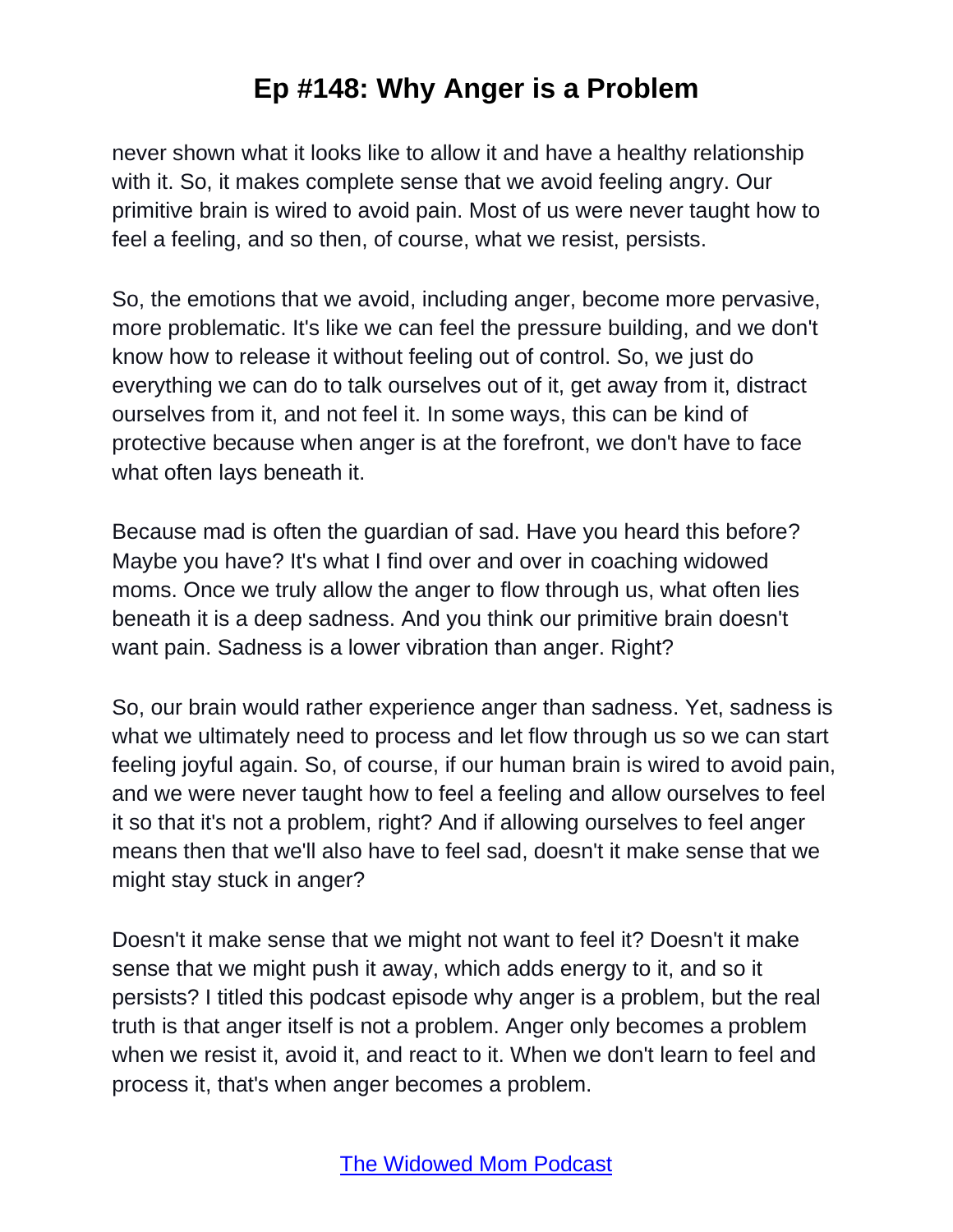never shown what it looks like to allow it and have a healthy relationship with it. So, it makes complete sense that we avoid feeling angry. Our primitive brain is wired to avoid pain. Most of us were never taught how to feel a feeling, and so then, of course, what we resist, persists.

So, the emotions that we avoid, including anger, become more pervasive, more problematic. It's like we can feel the pressure building, and we don't know how to release it without feeling out of control. So, we just do everything we can do to talk ourselves out of it, get away from it, distract ourselves from it, and not feel it. In some ways, this can be kind of protective because when anger is at the forefront, we don't have to face what often lays beneath it.

Because mad is often the guardian of sad. Have you heard this before? Maybe you have? It's what I find over and over in coaching widowed moms. Once we truly allow the anger to flow through us, what often lies beneath it is a deep sadness. And you think our primitive brain doesn't want pain. Sadness is a lower vibration than anger. Right?

So, our brain would rather experience anger than sadness. Yet, sadness is what we ultimately need to process and let flow through us so we can start feeling joyful again. So, of course, if our human brain is wired to avoid pain, and we were never taught how to feel a feeling and allow ourselves to feel it so that it's not a problem, right? And if allowing ourselves to feel anger means then that we'll also have to feel sad, doesn't it make sense that we might stay stuck in anger?

Doesn't it make sense that we might not want to feel it? Doesn't it make sense that we might push it away, which adds energy to it, and so it persists? I titled this podcast episode why anger is a problem, but the real truth is that anger itself is not a problem. Anger only becomes a problem when we resist it, avoid it, and react to it. When we don't learn to feel and process it, that's when anger becomes a problem.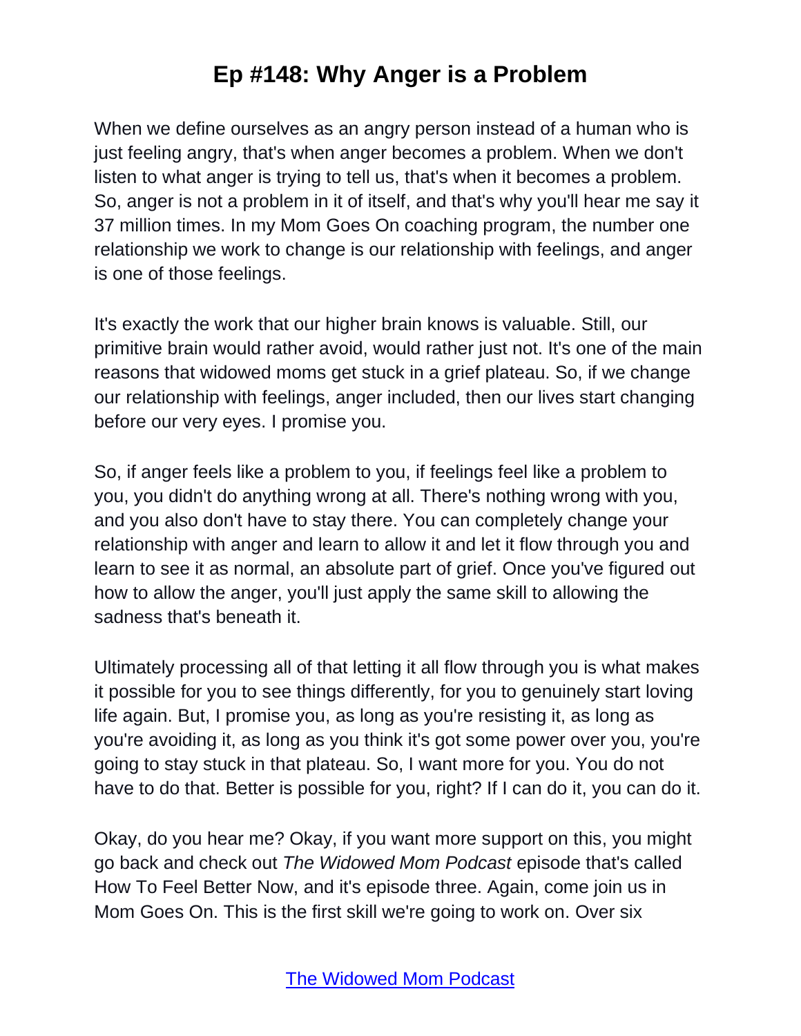When we define ourselves as an angry person instead of a human who is just feeling angry, that's when anger becomes a problem. When we don't listen to what anger is trying to tell us, that's when it becomes a problem. So, anger is not a problem in it of itself, and that's why you'll hear me say it 37 million times. In my Mom Goes On coaching program, the number one relationship we work to change is our relationship with feelings, and anger is one of those feelings.

It's exactly the work that our higher brain knows is valuable. Still, our primitive brain would rather avoid, would rather just not. It's one of the main reasons that widowed moms get stuck in a grief plateau. So, if we change our relationship with feelings, anger included, then our lives start changing before our very eyes. I promise you.

So, if anger feels like a problem to you, if feelings feel like a problem to you, you didn't do anything wrong at all. There's nothing wrong with you, and you also don't have to stay there. You can completely change your relationship with anger and learn to allow it and let it flow through you and learn to see it as normal, an absolute part of grief. Once you've figured out how to allow the anger, you'll just apply the same skill to allowing the sadness that's beneath it.

Ultimately processing all of that letting it all flow through you is what makes it possible for you to see things differently, for you to genuinely start loving life again. But, I promise you, as long as you're resisting it, as long as you're avoiding it, as long as you think it's got some power over you, you're going to stay stuck in that plateau. So, I want more for you. You do not have to do that. Better is possible for you, right? If I can do it, you can do it.

Okay, do you hear me? Okay, if you want more support on this, you might go back and check out *The Widowed Mom Podcast* episode that's called How To Feel Better Now, and it's episode three. Again, come join us in Mom Goes On. This is the first skill we're going to work on. Over six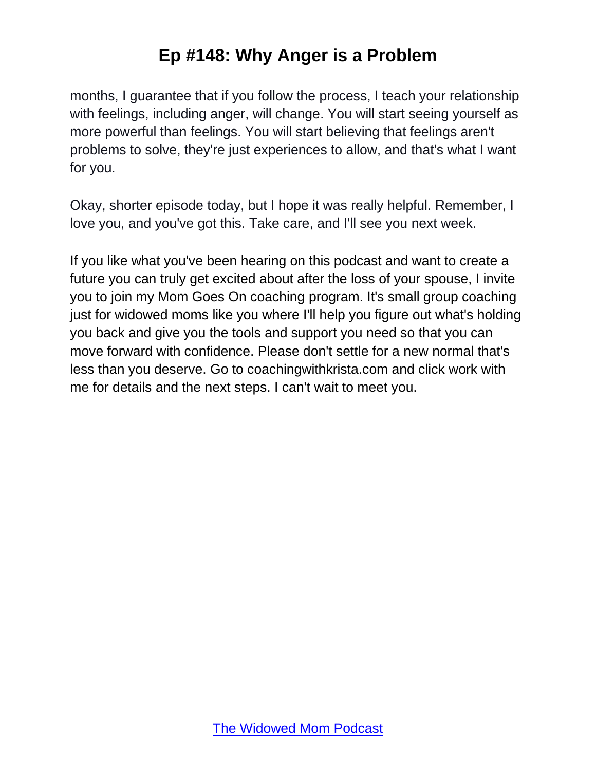months, I guarantee that if you follow the process, I teach your relationship with feelings, including anger, will change. You will start seeing yourself as more powerful than feelings. You will start believing that feelings aren't problems to solve, they're just experiences to allow, and that's what I want for you.

Okay, shorter episode today, but I hope it was really helpful. Remember, I love you, and you've got this. Take care, and I'll see you next week.

If you like what you've been hearing on this podcast and want to create a future you can truly get excited about after the loss of your spouse, I invite you to join my Mom Goes On coaching program. It's small group coaching just for widowed moms like you where I'll help you figure out what's holding you back and give you the tools and support you need so that you can move forward with confidence. Please don't settle for a new normal that's less than you deserve. Go to coachingwithkrista.com and click work with me for details and the next steps. I can't wait to meet you.